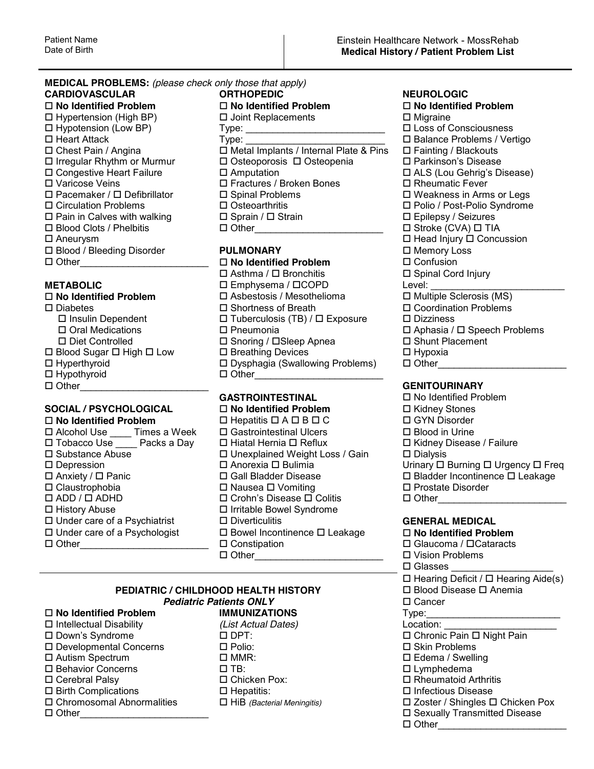Patient Name
Date of Birth

Einstein Healthcare Network - MossRehab
**Medical History / Patient Problem List**

**MEDICAL PROBLEMS:** *(please check only those that apply)*

### CARDIOVASCULAR

- ☐ **No Identified Problem**
- ☐ Hypertension (High BP)
- ☐ Hypotension (Low BP)
- ☐ Heart Attack
- ☐ Chest Pain / Angina
- ☐ Irregular Rhythm or Murmur
- ☐ Congestive Heart Failure
- ☐ Varicose Veins
- ☐ Pacemaker / ☐ Defibrillator
- ☐ Circulation Problems
- ☐ Pain in Calves with walking
- ☐ Blood Clots / Phelbitis
- ☐ Aneurysm
- ☐ Blood / Bleeding Disorder
- ☐ Other________________________

### METABOLIC

- ☐ **No Identified Problem**
- ☐ Diabetes
  - ☐ Insulin Dependent
  - ☐ Oral Medications
  - ☐ Diet Controlled
- ☐ Blood Sugar ☐ High ☐ Low
- ☐ Hyperthyroid
- ☐ Hypothyroid
- ☐ Other________________________

### SOCIAL / PSYCHOLOGICAL

- ☐ **No Identified Problem**
- ☐ Alcohol Use ____ Times a Week
- ☐ Tobacco Use ____ Packs a Day
- ☐ Substance Abuse
- ☐ Depression
- ☐ Anxiety / ☐ Panic
- ☐ Claustrophobia
- ☐ ADD / ☐ ADHD
- ☐ History Abuse
- ☐ Under care of a Psychiatrist
- ☐ Under care of a Psychologist
- ☐ Other________________________

### ORTHOPEDIC

- ☐ **No Identified Problem**
- ☐ Joint Replacements
  - Type: __________________________
  - Type: __________________________
- ☐ Metal Implants / Internal Plate & Pins
- ☐ Osteoporosis ☐ Osteopenia
- ☐ Amputation
- ☐ Fractures / Broken Bones
- ☐ Spinal Problems
- ☐ Osteoarthritis
- ☐ Sprain / ☐ Strain
- ☐ Other________________________

### PULMONARY

- ☐ **No Identified Problem**
- ☐ Asthma / ☐ Bronchitis
- ☐ Emphysema / ☐COPD
- ☐ Asbestosis / Mesothelioma
- ☐ Shortness of Breath
- ☐ Tuberculosis (TB) / ☐ Exposure
- ☐ Pneumonia
- ☐ Snoring / ☐Sleep Apnea
- ☐ Breathing Devices
- ☐ Dysphagia (Swallowing Problems)
- ☐ Other________________________

### GASTROINTESTINAL

- ☐ **No Identified Problem**
- ☐ Hepatitis ☐ A ☐ B ☐ C
- ☐ Gastrointestinal Ulcers
- ☐ Hiatal Hernia ☐ Reflux
- ☐ Unexplained Weight Loss / Gain
- ☐ Anorexia ☐ Bulimia
- ☐ Gall Bladder Disease
- ☐ Nausea ☐ Vomiting
- ☐ Crohn's Disease ☐ Colitis
- ☐ Irritable Bowel Syndrome
- ☐ Diverticulitis
- ☐ Bowel Incontinence ☐ Leakage
- ☐ Constipation
- ☐ Other________________________

### NEUROLOGIC

- ☐ **No Identified Problem**
- ☐ Migraine
- ☐ Loss of Consciousness
- ☐ Balance Problems / Vertigo
- ☐ Fainting / Blackouts
- ☐ Parkinson's Disease
- ☐ ALS (Lou Gehrig's Disease)
- ☐ Rheumatic Fever
- ☐ Weakness in Arms or Legs
- ☐ Polio / Post-Polio Syndrome
- ☐ Epilepsy / Seizures
- ☐ Stroke (CVA) ☐ TIA
- ☐ Head Injury ☐ Concussion
- ☐ Memory Loss
- ☐ Confusion
- ☐ Spinal Cord Injury
  - Level: ________________________
- ☐ Multiple Sclerosis (MS)
- ☐ Coordination Problems
- ☐ Dizziness
- ☐ Aphasia / ☐ Speech Problems
- ☐ Shunt Placement
- ☐ Hypoxia
- ☐ Other________________________

### GENITOURINARY

- ☐ No Identified Problem
- ☐ Kidney Stones
- ☐ GYN Disorder
- ☐ Blood in Urine
- ☐ Kidney Disease / Failure
- ☐ Dialysis
- Urinary ☐ Burning ☐ Urgency ☐ Freq
- ☐ Bladder Incontinence ☐ Leakage
- ☐ Prostate Disorder
- ☐ Other________________________

### GENERAL MEDICAL

- ☐ **No Identified Problem**
- ☐ Glaucoma / ☐Cataracts
- ☐ Vision Problems
- ☐ Glasses ___________________
- ☐ Hearing Deficit / ☐ Hearing Aide(s)
- ☐ Blood Disease ☐ Anemia
- ☐ Cancer
  - Type:________________________
  - Location: ______________________
- ☐ Chronic Pain ☐ Night Pain
- ☐ Skin Problems
- ☐ Edema / Swelling
- ☐ Lymphedema
- ☐ Rheumatoid Arthritis
- ☐ Infectious Disease
- ☐ Zoster / Shingles ☐ Chicken Pox
- ☐ Sexually Transmitted Disease
- ☐ Other________________________

## PEDIATRIC / CHILDHOOD HEALTH HISTORY

***Pediatric Patients ONLY***

- ☐ **No Identified Problem**
- ☐ Intellectual Disability
- ☐ Down's Syndrome
- ☐ Developmental Concerns
- ☐ Autism Spectrum
- ☐ Behavior Concerns
- ☐ Cerebral Palsy
- ☐ Birth Complications
- ☐ Chromosomal Abnormalities
- ☐ Other________________________

**IMMUNIZATIONS**

*(List Actual Dates)*

- ☐ DPT:
- ☐ Polio:
- ☐ MMR:
- ☐ TB:
- ☐ Chicken Pox:
- ☐ Hepatitis:
- ☐ HiB *(Bacterial Meningitis)*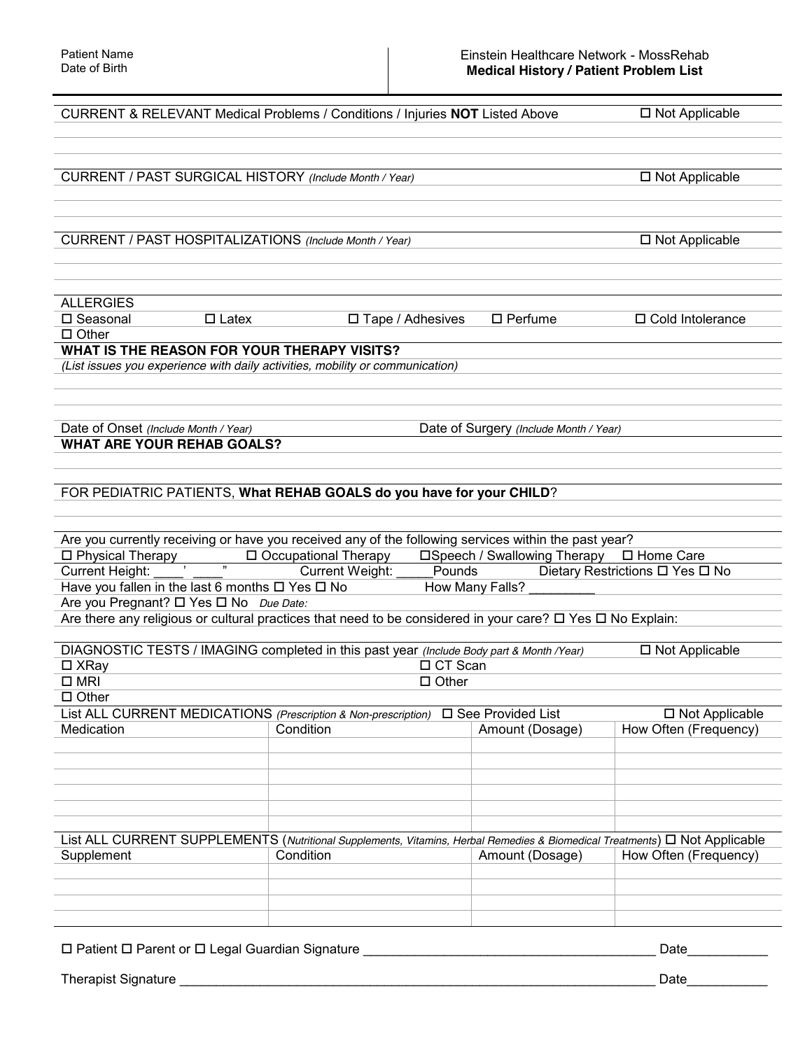Patient Name
Date of Birth

**Einstein Healthcare Network - MossRehab**
**Medical History / Patient Problem List**

CURRENT & RELEVANT Medical Problems / Conditions / Injuries **NOT** Listed Above ☐ Not Applicable

CURRENT / PAST SURGICAL HISTORY *(Include Month / Year)* ☐ Not Applicable

CURRENT / PAST HOSPITALIZATIONS *(Include Month / Year)* ☐ Not Applicable

ALLERGIES
☐ Seasonal ☐ Latex ☐ Tape / Adhesives ☐ Perfume ☐ Cold Intolerance
☐ Other

**WHAT IS THE REASON FOR YOUR THERAPY VISITS?**
*(List issues you experience with daily activities, mobility or communication)*

Date of Onset *(Include Month / Year)* Date of Surgery *(Include Month / Year)*

**WHAT ARE YOUR REHAB GOALS?**

FOR PEDIATRIC PATIENTS, **What REHAB GOALS do you have for your CHILD**?

Are you currently receiving or have you received any of the following services within the past year?
☐ Physical Therapy ☐ Occupational Therapy ☐Speech / Swallowing Therapy ☐ Home Care
Current Height: ____' ____" Current Weight: _____Pounds Dietary Restrictions ☐ Yes ☐ No
Have you fallen in the last 6 months ☐ Yes ☐ No How Many Falls? _________
Are you Pregnant? ☐ Yes ☐ No *Due Date:*
Are there any religious or cultural practices that need to be considered in your care? ☐ Yes ☐ No Explain:

DIAGNOSTIC TESTS / IMAGING completed in this past year *(Include Body part & Month /Year)* ☐ Not Applicable
☐ XRay ☐ CT Scan
☐ MRI ☐ Other
☐ Other

List ALL CURRENT MEDICATIONS *(Prescription & Non-prescription)* ☐ See Provided List ☐ Not Applicable

| Medication | Condition | Amount (Dosage) | How Often (Frequency) |
|---|---|---|---|
| | | | |
| | | | |
| | | | |
| | | | |
| | | | |
| | | | |

List ALL CURRENT SUPPLEMENTS (*Nutritional Supplements, Vitamins, Herbal Remedies & Biomedical Treatments*) ☐ Not Applicable

| Supplement | Condition | Amount (Dosage) | How Often (Frequency) |
|---|---|---|---|
| | | | |
| | | | |
| | | | |
| | | | |

☐ Patient ☐ Parent or ☐ Legal Guardian Signature ________________________________________ Date___________

Therapist Signature ____________________________________________________________________ Date___________